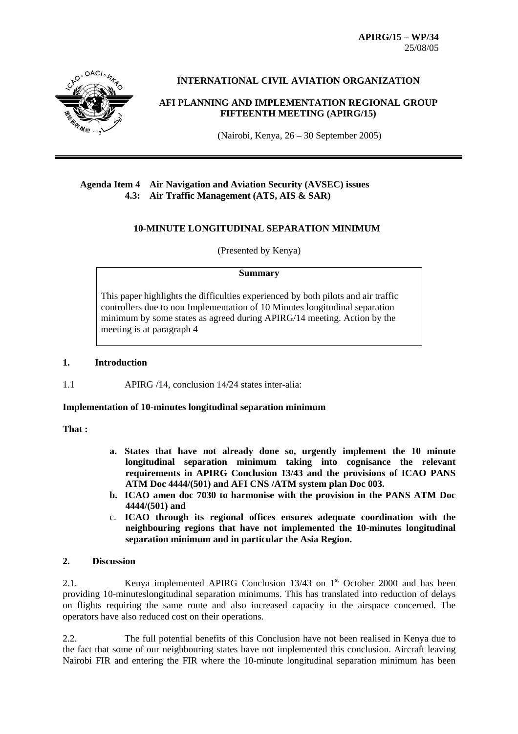APIRG/15 – WP/34
25/08/05

**INTERNATIONAL CIVIL AVIATION ORGANIZATION**

**AFI PLANNING AND IMPLEMENTATION REGIONAL GROUP FIFTEENTH MEETING (APIRG/15)**

(Nairobi, Kenya, 26 – 30 September 2005)

**Agenda Item 4 Air Navigation and Aviation Security (AVSEC) issues**
**4.3: Air Traffic Management (ATS, AIS & SAR)**

**10-MINUTE LONGITUDINAL SEPARATION MINIMUM**

(Presented by Kenya)

**Summary**

This paper highlights the difficulties experienced by both pilots and air traffic controllers due to non Implementation of 10 Minutes longitudinal separation minimum by some states as agreed during APIRG/14 meeting. Action by the meeting is at paragraph 4

## 1. Introduction

1.1 APIRG /14, conclusion 14/24 states inter-alia:

**Implementation of 10-minutes longitudinal separation minimum**

**That :**

- a. **States that have not already done so, urgently implement the 10 minute longitudinal separation minimum taking into cognisance the relevant requirements in APIRG Conclusion 13/43 and the provisions of ICAO PANS ATM Doc 4444/(501) and AFI CNS /ATM system plan Doc 003.**
- b. **ICAO amen doc 7030 to harmonise with the provision in the PANS ATM Doc 4444/(501) and**
- c. **ICAO through its regional offices ensures adequate coordination with the neighbouring regions that have not implemented the 10-minutes longitudinal separation minimum and in particular the Asia Region.**

## 2. Discussion

2.1. Kenya implemented APIRG Conclusion 13/43 on 1st October 2000 and has been providing 10-minuteslongitudinal separation minimums. This has translated into reduction of delays on flights requiring the same route and also increased capacity in the airspace concerned. The operators have also reduced cost on their operations.

2.2. The full potential benefits of this Conclusion have not been realised in Kenya due to the fact that some of our neighbouring states have not implemented this conclusion. Aircraft leaving Nairobi FIR and entering the FIR where the 10-minute longitudinal separation minimum has been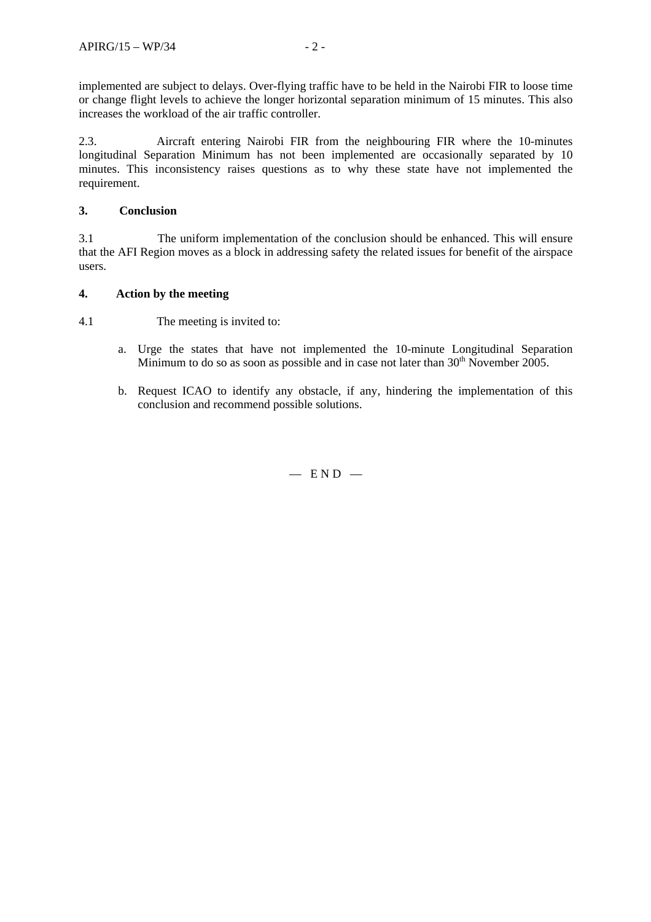implemented are subject to delays. Over-flying traffic have to be held in the Nairobi FIR to loose time or change flight levels to achieve the longer horizontal separation minimum of 15 minutes. This also increases the workload of the air traffic controller.

2.3. Aircraft entering Nairobi FIR from the neighbouring FIR where the 10-minutes longitudinal Separation Minimum has not been implemented are occasionally separated by 10 minutes. This inconsistency raises questions as to why these state have not implemented the requirement.

**3. Conclusion**

3.1 The uniform implementation of the conclusion should be enhanced. This will ensure that the AFI Region moves as a block in addressing safety the related issues for benefit of the airspace users.

**4. Action by the meeting**

4.1 The meeting is invited to:

a. Urge the states that have not implemented the 10-minute Longitudinal Separation Minimum to do so as soon as possible and in case not later than 30th November 2005.

b. Request ICAO to identify any obstacle, if any, hindering the implementation of this conclusion and recommend possible solutions.

— END —